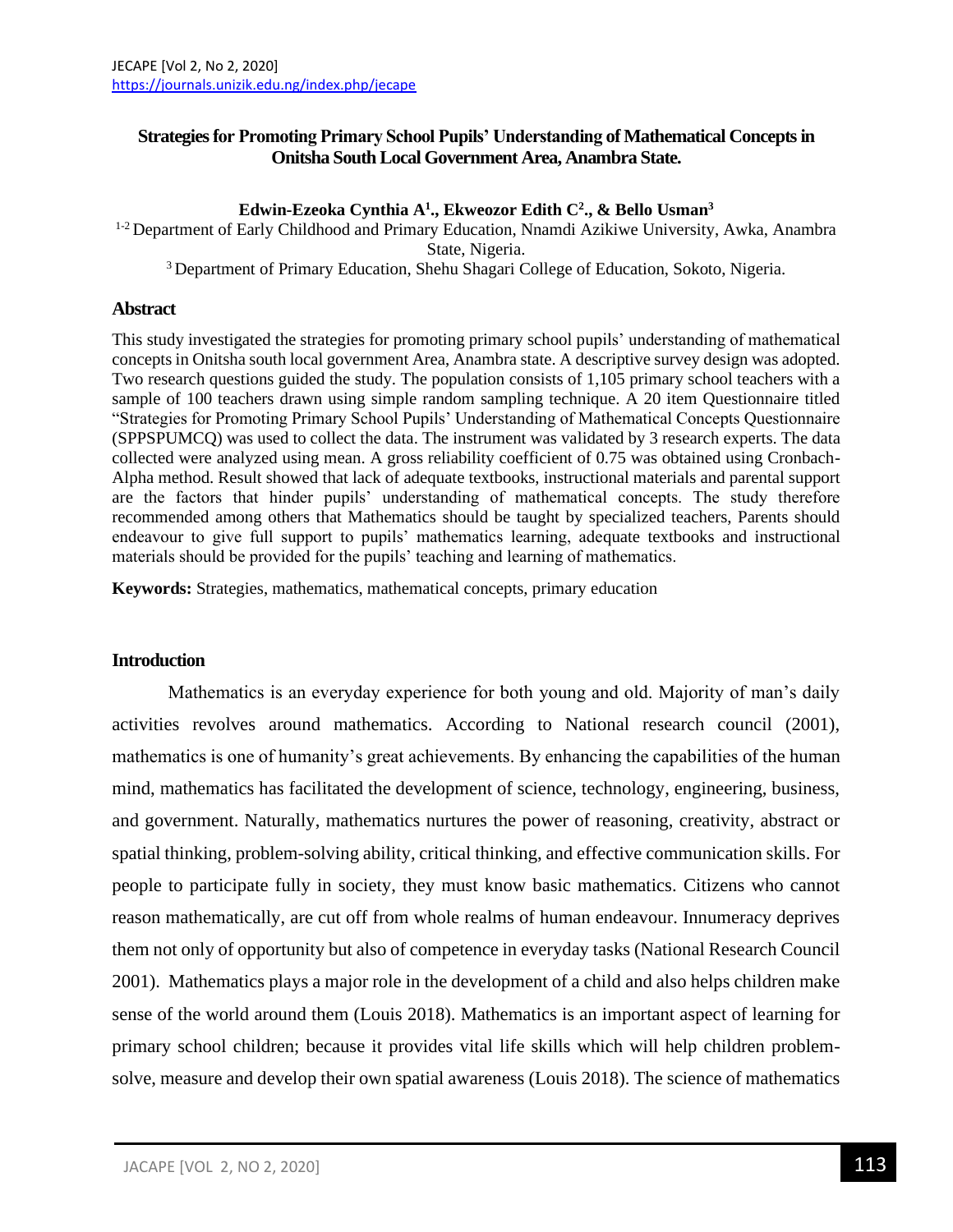# Strategies for Promoting Primary School Pupils' Understanding of Mathematical Concepts in Onitsha South Local Government Area, Anambra State.

**Edwin-Ezeoka Cynthia A[1]., Ekweozor Edith C[2]., & Bello Usman[3]**

[1-2] Department of Early Childhood and Primary Education, Nnamdi Azikiwe University, Awka, Anambra State, Nigeria.

[3] Department of Primary Education, Shehu Shagari College of Education, Sokoto, Nigeria.

## Abstract

This study investigated the strategies for promoting primary school pupils' understanding of mathematical concepts in Onitsha south local government Area, Anambra state. A descriptive survey design was adopted. Two research questions guided the study. The population consists of 1,105 primary school teachers with a sample of 100 teachers drawn using simple random sampling technique. A 20 item Questionnaire titled "Strategies for Promoting Primary School Pupils' Understanding of Mathematical Concepts Questionnaire (SPPSPUMCQ) was used to collect the data. The instrument was validated by 3 research experts. The data collected were analyzed using mean. A gross reliability coefficient of 0.75 was obtained using Cronbach-Alpha method. Result showed that lack of adequate textbooks, instructional materials and parental support are the factors that hinder pupils' understanding of mathematical concepts. The study therefore recommended among others that Mathematics should be taught by specialized teachers, Parents should endeavour to give full support to pupils' mathematics learning, adequate textbooks and instructional materials should be provided for the pupils' teaching and learning of mathematics.

**Keywords:** Strategies, mathematics, mathematical concepts, primary education

## Introduction

Mathematics is an everyday experience for both young and old. Majority of man's daily activities revolves around mathematics. According to National research council (2001), mathematics is one of humanity's great achievements. By enhancing the capabilities of the human mind, mathematics has facilitated the development of science, technology, engineering, business, and government. Naturally, mathematics nurtures the power of reasoning, creativity, abstract or spatial thinking, problem-solving ability, critical thinking, and effective communication skills. For people to participate fully in society, they must know basic mathematics. Citizens who cannot reason mathematically, are cut off from whole realms of human endeavour. Innumeracy deprives them not only of opportunity but also of competence in everyday tasks (National Research Council 2001). Mathematics plays a major role in the development of a child and also helps children make sense of the world around them (Louis 2018). Mathematics is an important aspect of learning for primary school children; because it provides vital life skills which will help children problem-solve, measure and develop their own spatial awareness (Louis 2018). The science of mathematics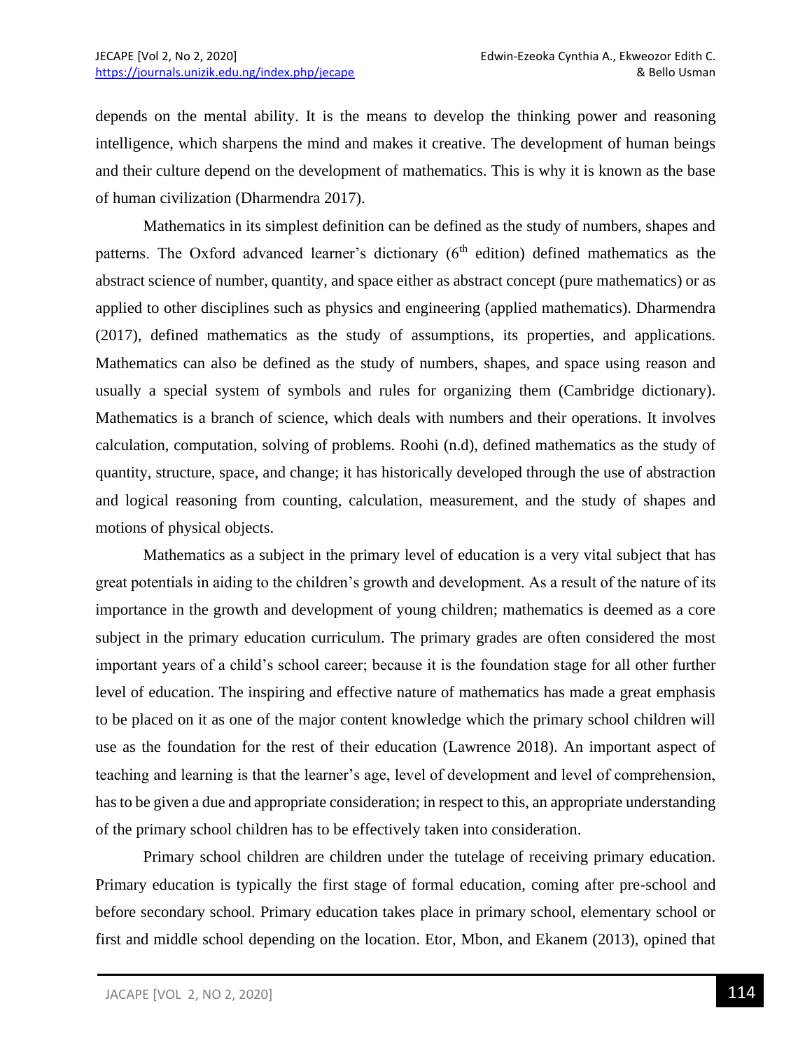depends on the mental ability. It is the means to develop the thinking power and reasoning intelligence, which sharpens the mind and makes it creative. The development of human beings and their culture depend on the development of mathematics. This is why it is known as the base of human civilization (Dharmendra 2017).

Mathematics in its simplest definition can be defined as the study of numbers, shapes and patterns. The Oxford advanced learner's dictionary (6th edition) defined mathematics as the abstract science of number, quantity, and space either as abstract concept (pure mathematics) or as applied to other disciplines such as physics and engineering (applied mathematics). Dharmendra (2017), defined mathematics as the study of assumptions, its properties, and applications. Mathematics can also be defined as the study of numbers, shapes, and space using reason and usually a special system of symbols and rules for organizing them (Cambridge dictionary). Mathematics is a branch of science, which deals with numbers and their operations. It involves calculation, computation, solving of problems. Roohi (n.d), defined mathematics as the study of quantity, structure, space, and change; it has historically developed through the use of abstraction and logical reasoning from counting, calculation, measurement, and the study of shapes and motions of physical objects.

Mathematics as a subject in the primary level of education is a very vital subject that has great potentials in aiding to the children's growth and development. As a result of the nature of its importance in the growth and development of young children; mathematics is deemed as a core subject in the primary education curriculum. The primary grades are often considered the most important years of a child's school career; because it is the foundation stage for all other further level of education. The inspiring and effective nature of mathematics has made a great emphasis to be placed on it as one of the major content knowledge which the primary school children will use as the foundation for the rest of their education (Lawrence 2018). An important aspect of teaching and learning is that the learner's age, level of development and level of comprehension, has to be given a due and appropriate consideration; in respect to this, an appropriate understanding of the primary school children has to be effectively taken into consideration.

Primary school children are children under the tutelage of receiving primary education. Primary education is typically the first stage of formal education, coming after pre-school and before secondary school. Primary education takes place in primary school, elementary school or first and middle school depending on the location. Etor, Mbon, and Ekanem (2013), opined that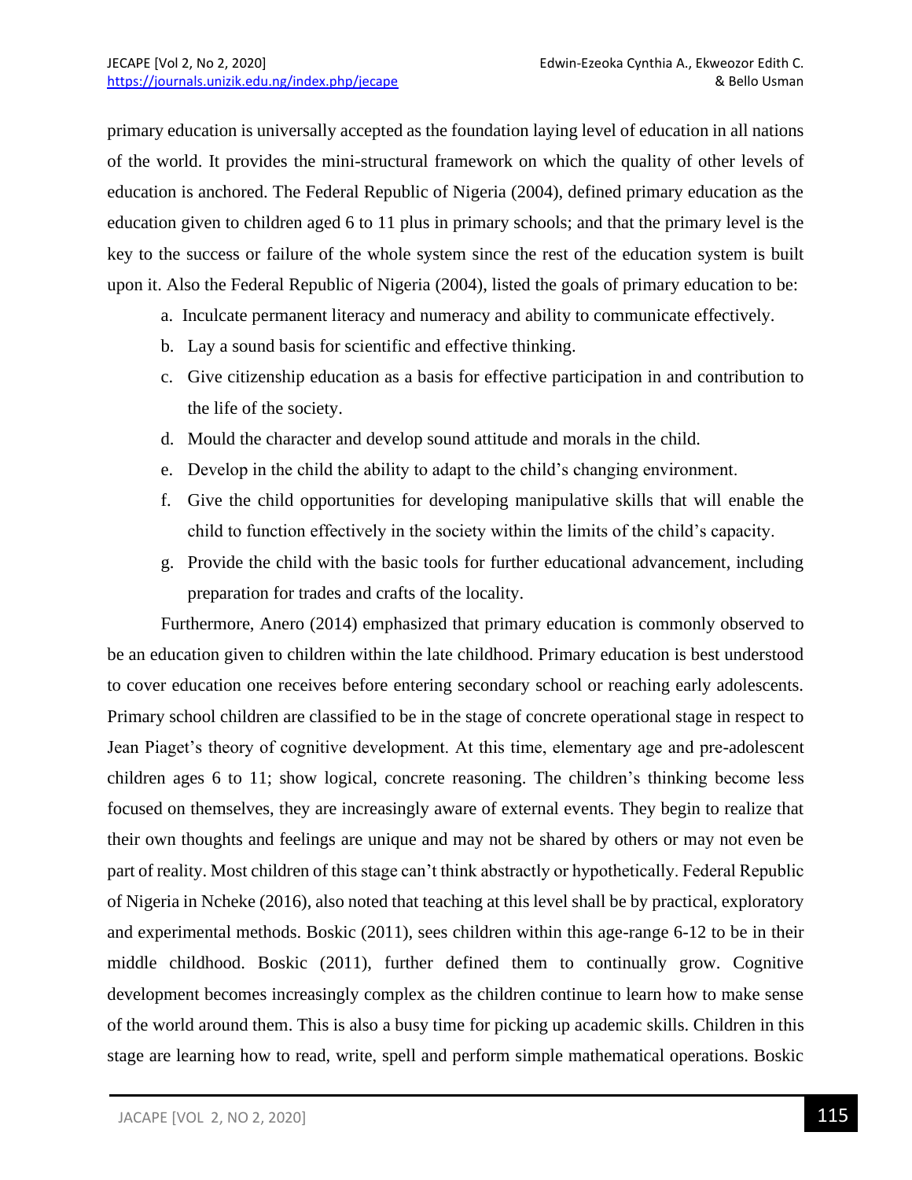primary education is universally accepted as the foundation laying level of education in all nations of the world. It provides the mini-structural framework on which the quality of other levels of education is anchored. The Federal Republic of Nigeria (2004), defined primary education as the education given to children aged 6 to 11 plus in primary schools; and that the primary level is the key to the success or failure of the whole system since the rest of the education system is built upon it. Also the Federal Republic of Nigeria (2004), listed the goals of primary education to be:

a. Inculcate permanent literacy and numeracy and ability to communicate effectively.
b. Lay a sound basis for scientific and effective thinking.
c. Give citizenship education as a basis for effective participation in and contribution to the life of the society.
d. Mould the character and develop sound attitude and morals in the child.
e. Develop in the child the ability to adapt to the child's changing environment.
f. Give the child opportunities for developing manipulative skills that will enable the child to function effectively in the society within the limits of the child's capacity.
g. Provide the child with the basic tools for further educational advancement, including preparation for trades and crafts of the locality.

Furthermore, Anero (2014) emphasized that primary education is commonly observed to be an education given to children within the late childhood. Primary education is best understood to cover education one receives before entering secondary school or reaching early adolescents. Primary school children are classified to be in the stage of concrete operational stage in respect to Jean Piaget's theory of cognitive development. At this time, elementary age and pre-adolescent children ages 6 to 11; show logical, concrete reasoning. The children's thinking become less focused on themselves, they are increasingly aware of external events. They begin to realize that their own thoughts and feelings are unique and may not be shared by others or may not even be part of reality. Most children of this stage can't think abstractly or hypothetically. Federal Republic of Nigeria in Ncheke (2016), also noted that teaching at this level shall be by practical, exploratory and experimental methods. Boskic (2011), sees children within this age-range 6-12 to be in their middle childhood. Boskic (2011), further defined them to continually grow. Cognitive development becomes increasingly complex as the children continue to learn how to make sense of the world around them. This is also a busy time for picking up academic skills. Children in this stage are learning how to read, write, spell and perform simple mathematical operations. Boskic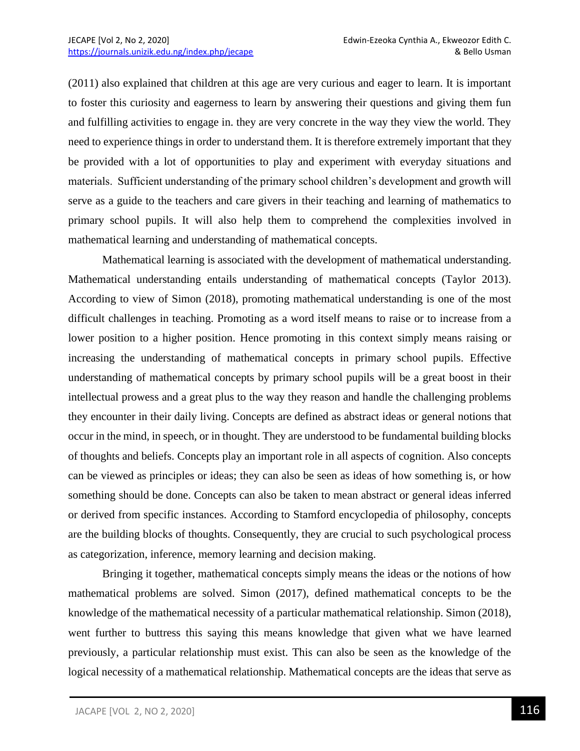(2011) also explained that children at this age are very curious and eager to learn. It is important to foster this curiosity and eagerness to learn by answering their questions and giving them fun and fulfilling activities to engage in. they are very concrete in the way they view the world. They need to experience things in order to understand them. It is therefore extremely important that they be provided with a lot of opportunities to play and experiment with everyday situations and materials. Sufficient understanding of the primary school children's development and growth will serve as a guide to the teachers and care givers in their teaching and learning of mathematics to primary school pupils. It will also help them to comprehend the complexities involved in mathematical learning and understanding of mathematical concepts.

Mathematical learning is associated with the development of mathematical understanding. Mathematical understanding entails understanding of mathematical concepts (Taylor 2013). According to view of Simon (2018), promoting mathematical understanding is one of the most difficult challenges in teaching. Promoting as a word itself means to raise or to increase from a lower position to a higher position. Hence promoting in this context simply means raising or increasing the understanding of mathematical concepts in primary school pupils. Effective understanding of mathematical concepts by primary school pupils will be a great boost in their intellectual prowess and a great plus to the way they reason and handle the challenging problems they encounter in their daily living. Concepts are defined as abstract ideas or general notions that occur in the mind, in speech, or in thought. They are understood to be fundamental building blocks of thoughts and beliefs. Concepts play an important role in all aspects of cognition. Also concepts can be viewed as principles or ideas; they can also be seen as ideas of how something is, or how something should be done. Concepts can also be taken to mean abstract or general ideas inferred or derived from specific instances. According to Stamford encyclopedia of philosophy, concepts are the building blocks of thoughts. Consequently, they are crucial to such psychological process as categorization, inference, memory learning and decision making.

Bringing it together, mathematical concepts simply means the ideas or the notions of how mathematical problems are solved. Simon (2017), defined mathematical concepts to be the knowledge of the mathematical necessity of a particular mathematical relationship. Simon (2018), went further to buttress this saying this means knowledge that given what we have learned previously, a particular relationship must exist. This can also be seen as the knowledge of the logical necessity of a mathematical relationship. Mathematical concepts are the ideas that serve as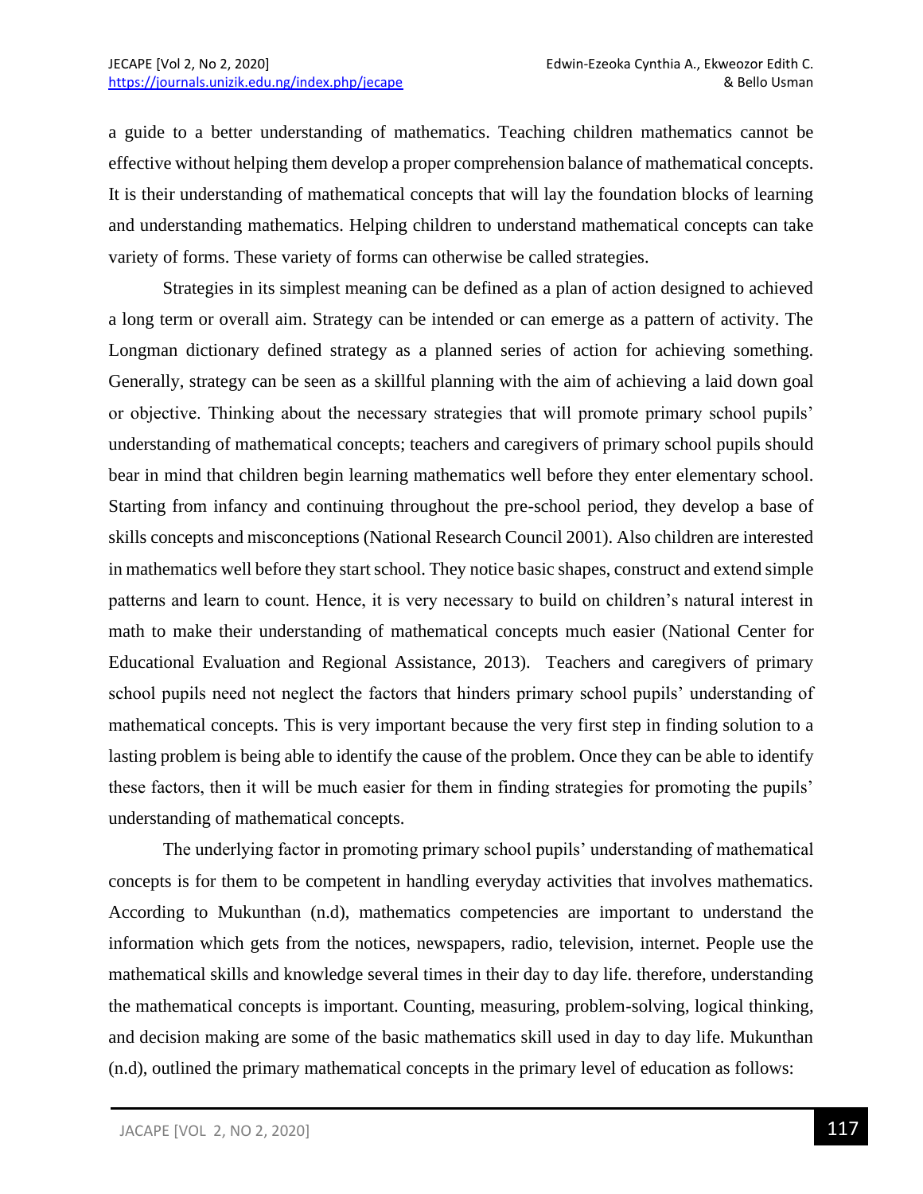a guide to a better understanding of mathematics. Teaching children mathematics cannot be effective without helping them develop a proper comprehension balance of mathematical concepts. It is their understanding of mathematical concepts that will lay the foundation blocks of learning and understanding mathematics. Helping children to understand mathematical concepts can take variety of forms. These variety of forms can otherwise be called strategies.

Strategies in its simplest meaning can be defined as a plan of action designed to achieved a long term or overall aim. Strategy can be intended or can emerge as a pattern of activity. The Longman dictionary defined strategy as a planned series of action for achieving something. Generally, strategy can be seen as a skillful planning with the aim of achieving a laid down goal or objective. Thinking about the necessary strategies that will promote primary school pupils' understanding of mathematical concepts; teachers and caregivers of primary school pupils should bear in mind that children begin learning mathematics well before they enter elementary school. Starting from infancy and continuing throughout the pre-school period, they develop a base of skills concepts and misconceptions (National Research Council 2001). Also children are interested in mathematics well before they start school. They notice basic shapes, construct and extend simple patterns and learn to count. Hence, it is very necessary to build on children's natural interest in math to make their understanding of mathematical concepts much easier (National Center for Educational Evaluation and Regional Assistance, 2013). Teachers and caregivers of primary school pupils need not neglect the factors that hinders primary school pupils' understanding of mathematical concepts. This is very important because the very first step in finding solution to a lasting problem is being able to identify the cause of the problem. Once they can be able to identify these factors, then it will be much easier for them in finding strategies for promoting the pupils' understanding of mathematical concepts.

The underlying factor in promoting primary school pupils' understanding of mathematical concepts is for them to be competent in handling everyday activities that involves mathematics. According to Mukunthan (n.d), mathematics competencies are important to understand the information which gets from the notices, newspapers, radio, television, internet. People use the mathematical skills and knowledge several times in their day to day life. therefore, understanding the mathematical concepts is important. Counting, measuring, problem-solving, logical thinking, and decision making are some of the basic mathematics skill used in day to day life. Mukunthan (n.d), outlined the primary mathematical concepts in the primary level of education as follows: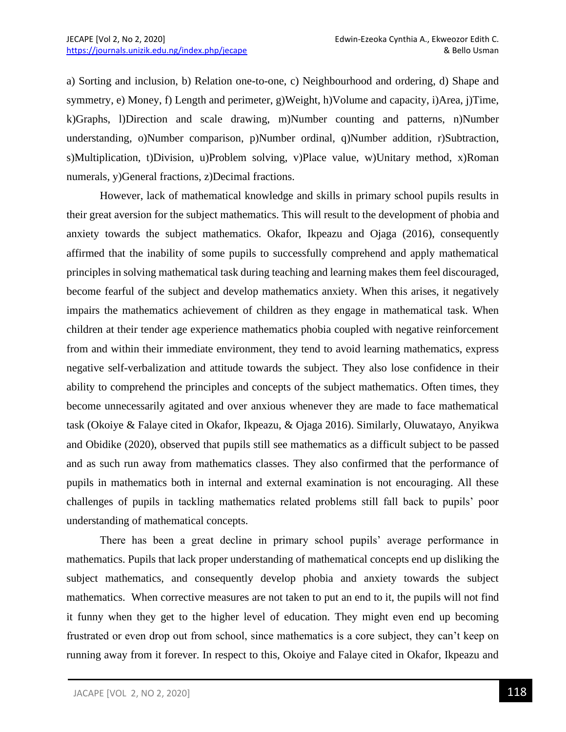a) Sorting and inclusion, b) Relation one-to-one, c) Neighbourhood and ordering, d) Shape and symmetry, e) Money, f) Length and perimeter, g)Weight, h)Volume and capacity, i)Area, j)Time, k)Graphs, l)Direction and scale drawing, m)Number counting and patterns, n)Number understanding, o)Number comparison, p)Number ordinal, q)Number addition, r)Subtraction, s)Multiplication, t)Division, u)Problem solving, v)Place value, w)Unitary method, x)Roman numerals, y)General fractions, z)Decimal fractions.

However, lack of mathematical knowledge and skills in primary school pupils results in their great aversion for the subject mathematics. This will result to the development of phobia and anxiety towards the subject mathematics. Okafor, Ikpeazu and Ojaga (2016), consequently affirmed that the inability of some pupils to successfully comprehend and apply mathematical principles in solving mathematical task during teaching and learning makes them feel discouraged, become fearful of the subject and develop mathematics anxiety. When this arises, it negatively impairs the mathematics achievement of children as they engage in mathematical task. When children at their tender age experience mathematics phobia coupled with negative reinforcement from and within their immediate environment, they tend to avoid learning mathematics, express negative self-verbalization and attitude towards the subject. They also lose confidence in their ability to comprehend the principles and concepts of the subject mathematics. Often times, they become unnecessarily agitated and over anxious whenever they are made to face mathematical task (Okoiye & Falaye cited in Okafor, Ikpeazu, & Ojaga 2016). Similarly, Oluwatayo, Anyikwa and Obidike (2020), observed that pupils still see mathematics as a difficult subject to be passed and as such run away from mathematics classes. They also confirmed that the performance of pupils in mathematics both in internal and external examination is not encouraging. All these challenges of pupils in tackling mathematics related problems still fall back to pupils' poor understanding of mathematical concepts.

There has been a great decline in primary school pupils' average performance in mathematics. Pupils that lack proper understanding of mathematical concepts end up disliking the subject mathematics, and consequently develop phobia and anxiety towards the subject mathematics. When corrective measures are not taken to put an end to it, the pupils will not find it funny when they get to the higher level of education. They might even end up becoming frustrated or even drop out from school, since mathematics is a core subject, they can't keep on running away from it forever. In respect to this, Okoiye and Falaye cited in Okafor, Ikpeazu and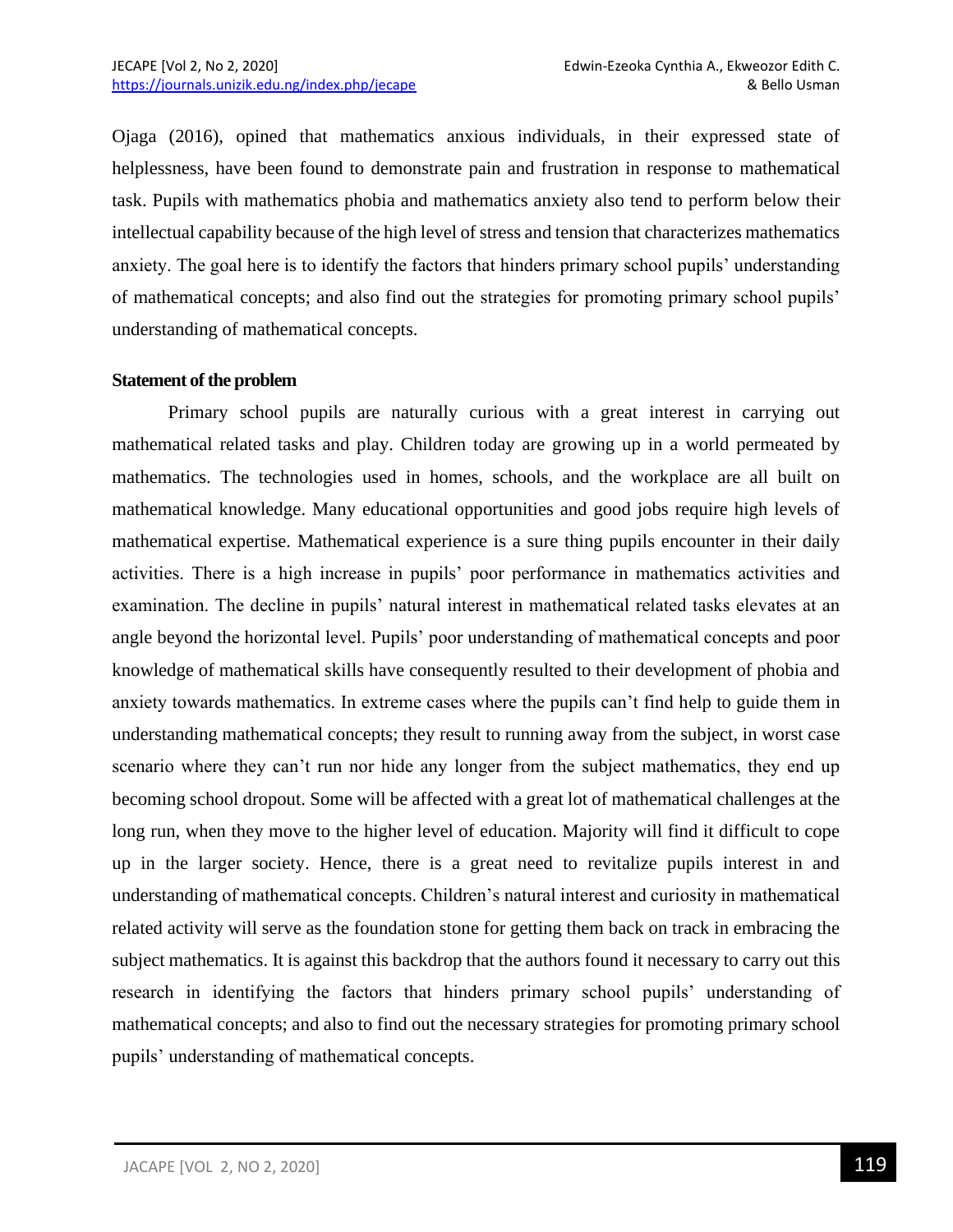Ojaga (2016), opined that mathematics anxious individuals, in their expressed state of helplessness, have been found to demonstrate pain and frustration in response to mathematical task. Pupils with mathematics phobia and mathematics anxiety also tend to perform below their intellectual capability because of the high level of stress and tension that characterizes mathematics anxiety. The goal here is to identify the factors that hinders primary school pupils' understanding of mathematical concepts; and also find out the strategies for promoting primary school pupils' understanding of mathematical concepts.

**Statement of the problem**

Primary school pupils are naturally curious with a great interest in carrying out mathematical related tasks and play. Children today are growing up in a world permeated by mathematics. The technologies used in homes, schools, and the workplace are all built on mathematical knowledge. Many educational opportunities and good jobs require high levels of mathematical expertise. Mathematical experience is a sure thing pupils encounter in their daily activities. There is a high increase in pupils' poor performance in mathematics activities and examination. The decline in pupils' natural interest in mathematical related tasks elevates at an angle beyond the horizontal level. Pupils' poor understanding of mathematical concepts and poor knowledge of mathematical skills have consequently resulted to their development of phobia and anxiety towards mathematics. In extreme cases where the pupils can't find help to guide them in understanding mathematical concepts; they result to running away from the subject, in worst case scenario where they can't run nor hide any longer from the subject mathematics, they end up becoming school dropout. Some will be affected with a great lot of mathematical challenges at the long run, when they move to the higher level of education. Majority will find it difficult to cope up in the larger society. Hence, there is a great need to revitalize pupils interest in and understanding of mathematical concepts. Children's natural interest and curiosity in mathematical related activity will serve as the foundation stone for getting them back on track in embracing the subject mathematics. It is against this backdrop that the authors found it necessary to carry out this research in identifying the factors that hinders primary school pupils' understanding of mathematical concepts; and also to find out the necessary strategies for promoting primary school pupils' understanding of mathematical concepts.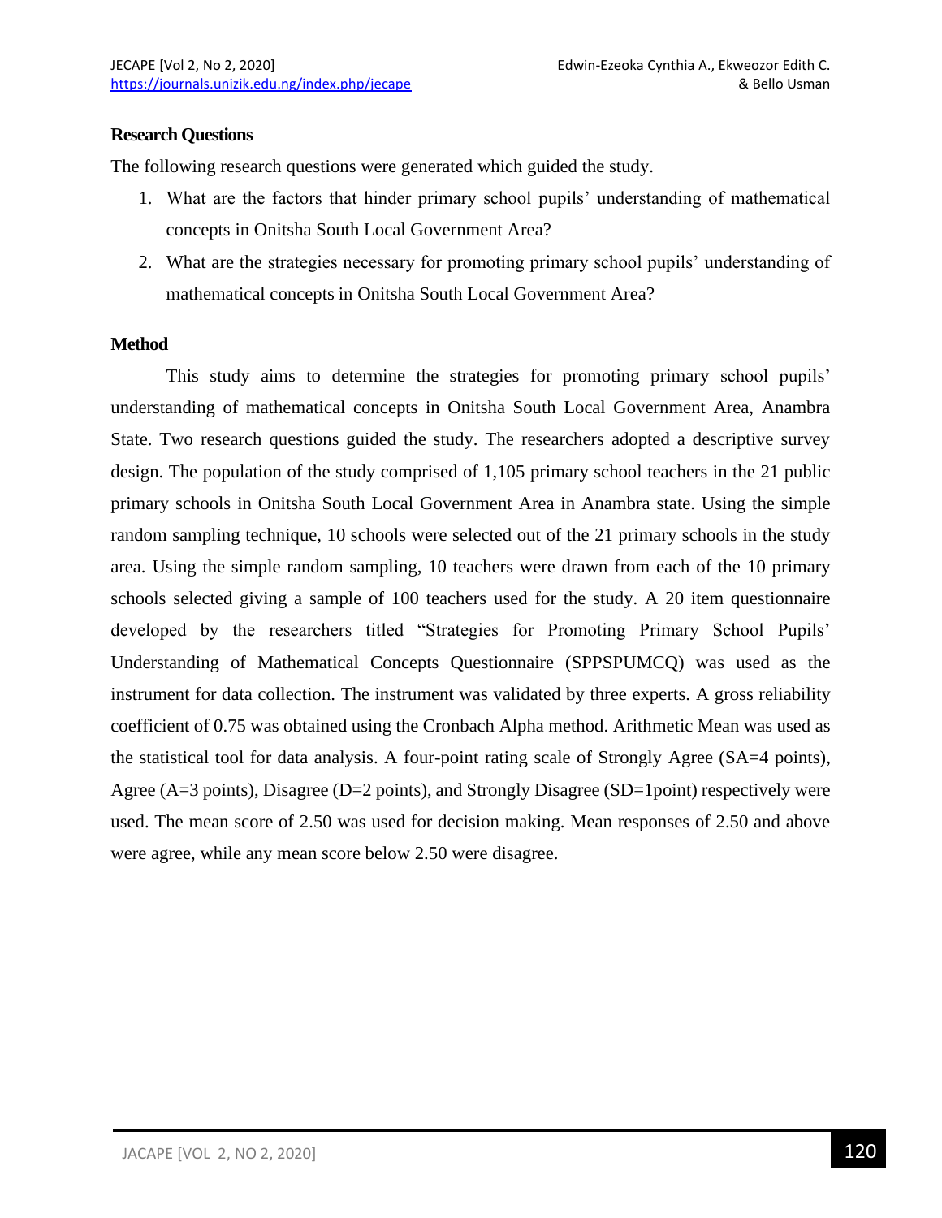**Research Questions**

The following research questions were generated which guided the study.

1. What are the factors that hinder primary school pupils' understanding of mathematical concepts in Onitsha South Local Government Area?
2. What are the strategies necessary for promoting primary school pupils' understanding of mathematical concepts in Onitsha South Local Government Area?

**Method**

This study aims to determine the strategies for promoting primary school pupils' understanding of mathematical concepts in Onitsha South Local Government Area, Anambra State. Two research questions guided the study. The researchers adopted a descriptive survey design. The population of the study comprised of 1,105 primary school teachers in the 21 public primary schools in Onitsha South Local Government Area in Anambra state. Using the simple random sampling technique, 10 schools were selected out of the 21 primary schools in the study area. Using the simple random sampling, 10 teachers were drawn from each of the 10 primary schools selected giving a sample of 100 teachers used for the study. A 20 item questionnaire developed by the researchers titled "Strategies for Promoting Primary School Pupils' Understanding of Mathematical Concepts Questionnaire (SPPSPUMCQ) was used as the instrument for data collection. The instrument was validated by three experts. A gross reliability coefficient of 0.75 was obtained using the Cronbach Alpha method. Arithmetic Mean was used as the statistical tool for data analysis. A four-point rating scale of Strongly Agree (SA=4 points), Agree (A=3 points), Disagree (D=2 points), and Strongly Disagree (SD=1point) respectively were used. The mean score of 2.50 was used for decision making. Mean responses of 2.50 and above were agree, while any mean score below 2.50 were disagree.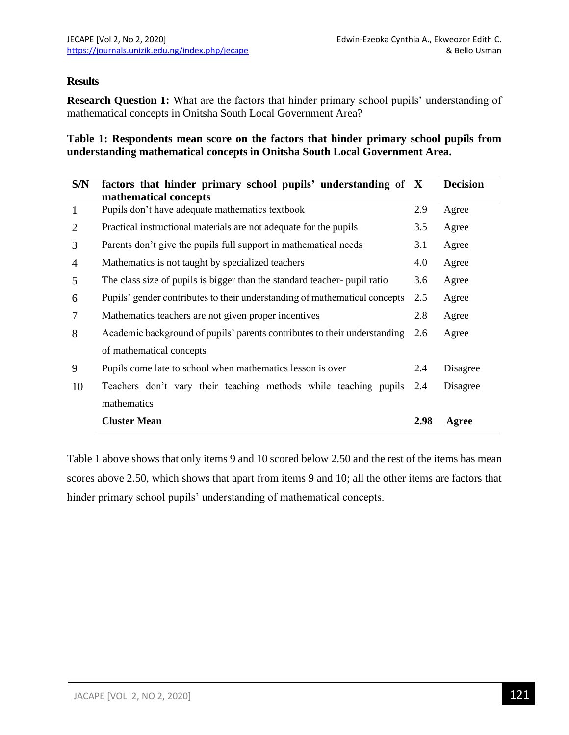**Results**

**Research Question 1:** What are the factors that hinder primary school pupils' understanding of mathematical concepts in Onitsha South Local Government Area?

**Table 1: Respondents mean score on the factors that hinder primary school pupils from understanding mathematical concepts in Onitsha South Local Government Area.**

| S/N | factors that hinder primary school pupils' understanding of mathematical concepts | X | Decision |
|---|---|---|---|
| 1 | Pupils don't have adequate mathematics textbook | 2.9 | Agree |
| 2 | Practical instructional materials are not adequate for the pupils | 3.5 | Agree |
| 3 | Parents don't give the pupils full support in mathematical needs | 3.1 | Agree |
| 4 | Mathematics is not taught by specialized teachers | 4.0 | Agree |
| 5 | The class size of pupils is bigger than the standard teacher- pupil ratio | 3.6 | Agree |
| 6 | Pupils' gender contributes to their understanding of mathematical concepts | 2.5 | Agree |
| 7 | Mathematics teachers are not given proper incentives | 2.8 | Agree |
| 8 | Academic background of pupils' parents contributes to their understanding of mathematical concepts | 2.6 | Agree |
| 9 | Pupils come late to school when mathematics lesson is over | 2.4 | Disagree |
| 10 | Teachers don't vary their teaching methods while teaching pupils mathematics | 2.4 | Disagree |
| | **Cluster Mean** | **2.98** | **Agree** |

Table 1 above shows that only items 9 and 10 scored below 2.50 and the rest of the items has mean scores above 2.50, which shows that apart from items 9 and 10; all the other items are factors that hinder primary school pupils' understanding of mathematical concepts.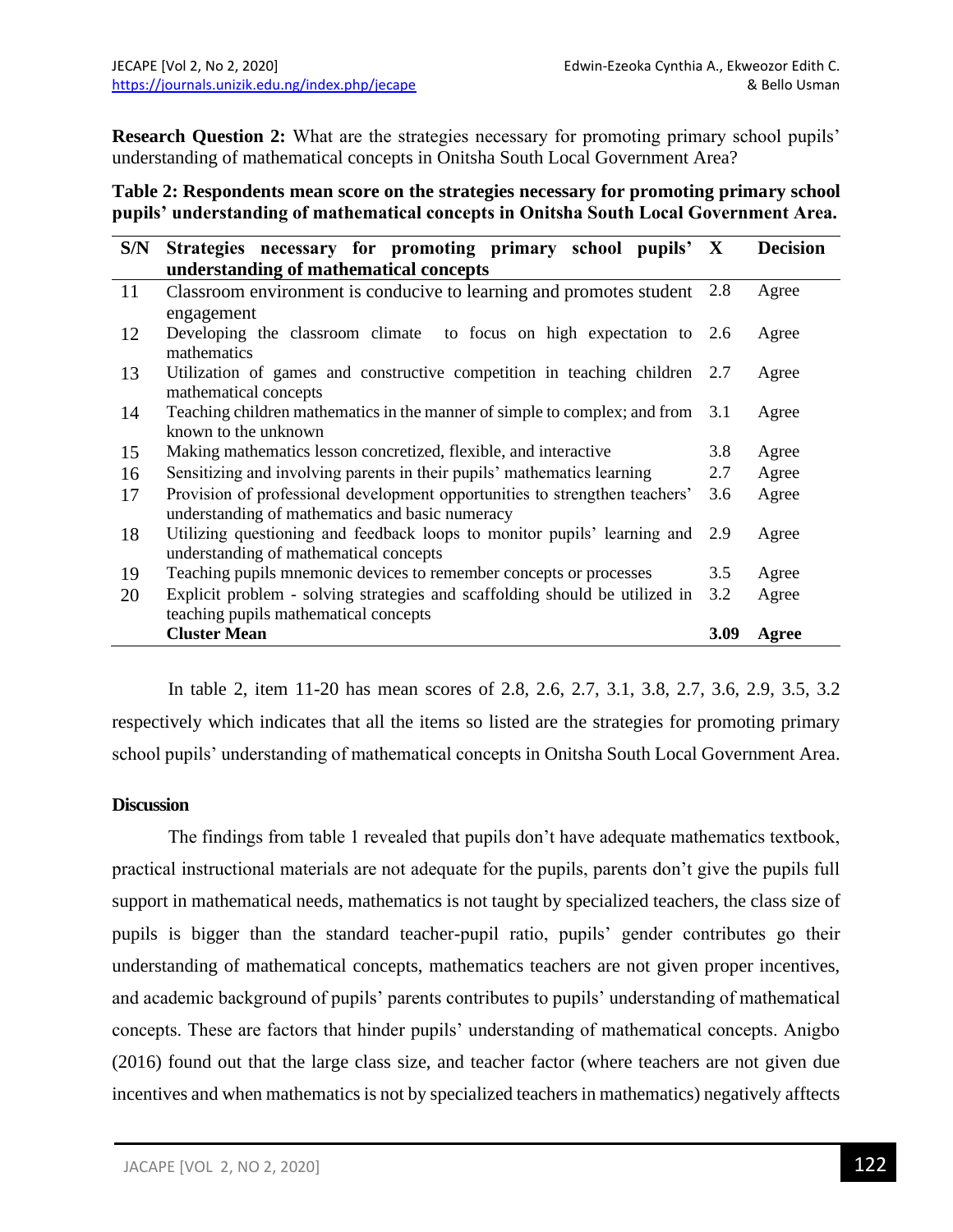**Research Question 2:** What are the strategies necessary for promoting primary school pupils' understanding of mathematical concepts in Onitsha South Local Government Area?

**Table 2: Respondents mean score on the strategies necessary for promoting primary school pupils' understanding of mathematical concepts in Onitsha South Local Government Area.**

| S/N | Strategies necessary for promoting primary school pupils' understanding of mathematical concepts | X | Decision |
|---|---|---|---|
| 11 | Classroom environment is conducive to learning and promotes student engagement | 2.8 | Agree |
| 12 | Developing the classroom climate to focus on high expectation to mathematics | 2.6 | Agree |
| 13 | Utilization of games and constructive competition in teaching children mathematical concepts | 2.7 | Agree |
| 14 | Teaching children mathematics in the manner of simple to complex; and from known to the unknown | 3.1 | Agree |
| 15 | Making mathematics lesson concretized, flexible, and interactive | 3.8 | Agree |
| 16 | Sensitizing and involving parents in their pupils' mathematics learning | 2.7 | Agree |
| 17 | Provision of professional development opportunities to strengthen teachers' understanding of mathematics and basic numeracy | 3.6 | Agree |
| 18 | Utilizing questioning and feedback loops to monitor pupils' learning and understanding of mathematical concepts | 2.9 | Agree |
| 19 | Teaching pupils mnemonic devices to remember concepts or processes | 3.5 | Agree |
| 20 | Explicit problem - solving strategies and scaffolding should be utilized in teaching pupils mathematical concepts | 3.2 | Agree |
| | **Cluster Mean** | **3.09** | **Agree** |

In table 2, item 11-20 has mean scores of 2.8, 2.6, 2.7, 3.1, 3.8, 2.7, 3.6, 2.9, 3.5, 3.2 respectively which indicates that all the items so listed are the strategies for promoting primary school pupils' understanding of mathematical concepts in Onitsha South Local Government Area.

## Discussion

The findings from table 1 revealed that pupils don't have adequate mathematics textbook, practical instructional materials are not adequate for the pupils, parents don't give the pupils full support in mathematical needs, mathematics is not taught by specialized teachers, the class size of pupils is bigger than the standard teacher-pupil ratio, pupils' gender contributes go their understanding of mathematical concepts, mathematics teachers are not given proper incentives, and academic background of pupils' parents contributes to pupils' understanding of mathematical concepts. These are factors that hinder pupils' understanding of mathematical concepts. Anigbo (2016) found out that the large class size, and teacher factor (where teachers are not given due incentives and when mathematics is not by specialized teachers in mathematics) negatively afftects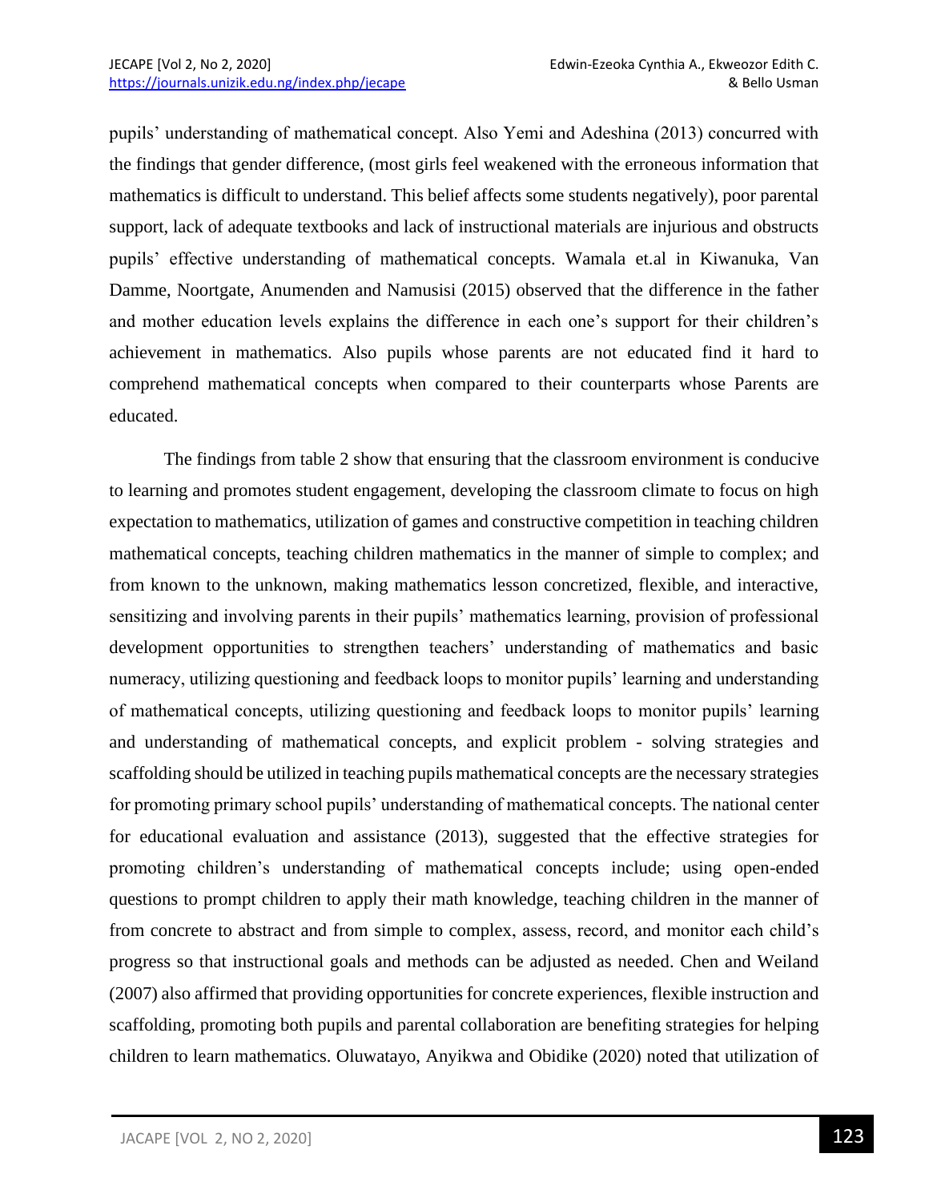pupils' understanding of mathematical concept. Also Yemi and Adeshina (2013) concurred with the findings that gender difference, (most girls feel weakened with the erroneous information that mathematics is difficult to understand. This belief affects some students negatively), poor parental support, lack of adequate textbooks and lack of instructional materials are injurious and obstructs pupils' effective understanding of mathematical concepts. Wamala et.al in Kiwanuka, Van Damme, Noortgate, Anumenden and Namusisi (2015) observed that the difference in the father and mother education levels explains the difference in each one's support for their children's achievement in mathematics. Also pupils whose parents are not educated find it hard to comprehend mathematical concepts when compared to their counterparts whose Parents are educated.

The findings from table 2 show that ensuring that the classroom environment is conducive to learning and promotes student engagement, developing the classroom climate to focus on high expectation to mathematics, utilization of games and constructive competition in teaching children mathematical concepts, teaching children mathematics in the manner of simple to complex; and from known to the unknown, making mathematics lesson concretized, flexible, and interactive, sensitizing and involving parents in their pupils' mathematics learning, provision of professional development opportunities to strengthen teachers' understanding of mathematics and basic numeracy, utilizing questioning and feedback loops to monitor pupils' learning and understanding of mathematical concepts, utilizing questioning and feedback loops to monitor pupils' learning and understanding of mathematical concepts, and explicit problem - solving strategies and scaffolding should be utilized in teaching pupils mathematical concepts are the necessary strategies for promoting primary school pupils' understanding of mathematical concepts. The national center for educational evaluation and assistance (2013), suggested that the effective strategies for promoting children's understanding of mathematical concepts include; using open-ended questions to prompt children to apply their math knowledge, teaching children in the manner of from concrete to abstract and from simple to complex, assess, record, and monitor each child's progress so that instructional goals and methods can be adjusted as needed. Chen and Weiland (2007) also affirmed that providing opportunities for concrete experiences, flexible instruction and scaffolding, promoting both pupils and parental collaboration are benefiting strategies for helping children to learn mathematics. Oluwatayo, Anyikwa and Obidike (2020) noted that utilization of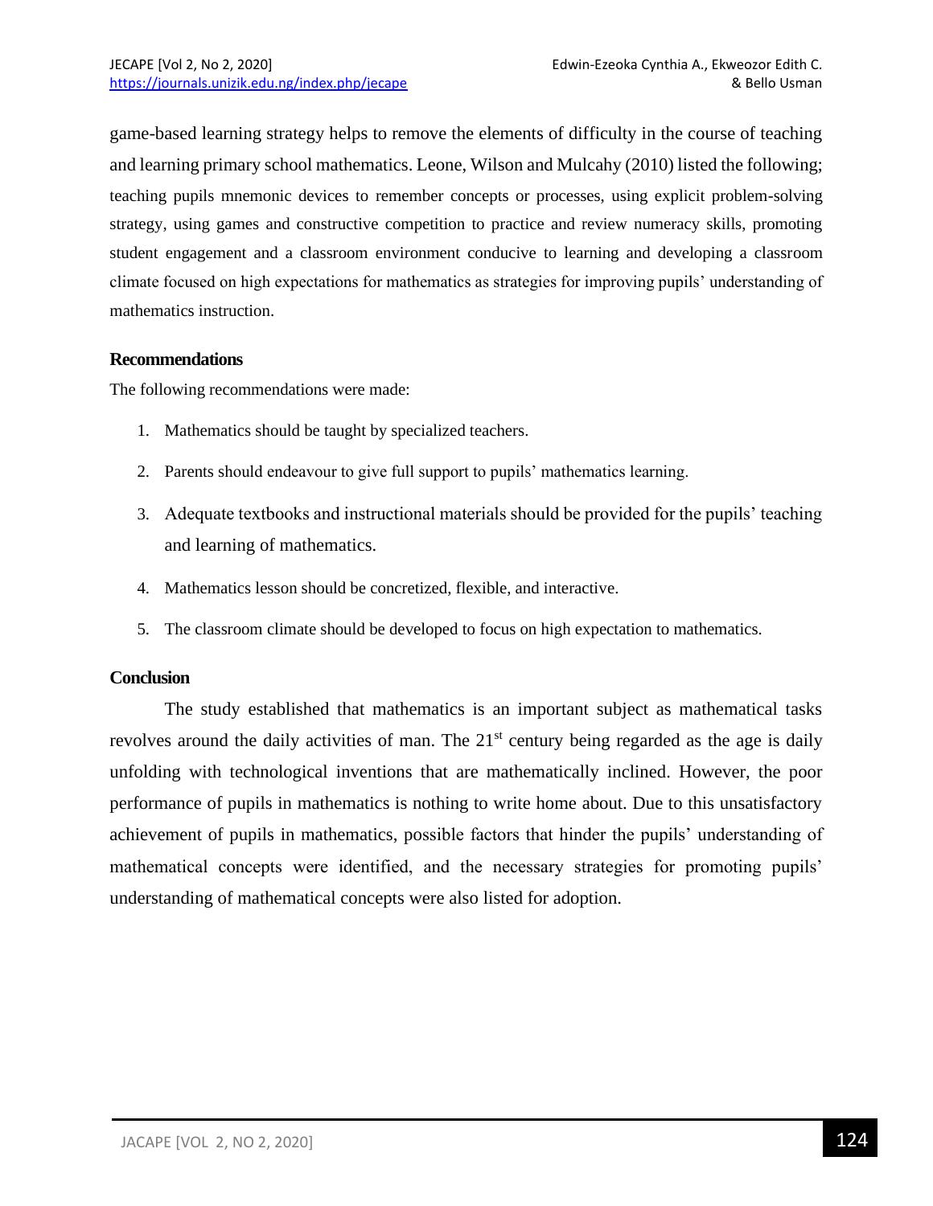game-based learning strategy helps to remove the elements of difficulty in the course of teaching and learning primary school mathematics. Leone, Wilson and Mulcahy (2010) listed the following; teaching pupils mnemonic devices to remember concepts or processes, using explicit problem-solving strategy, using games and constructive competition to practice and review numeracy skills, promoting student engagement and a classroom environment conducive to learning and developing a classroom climate focused on high expectations for mathematics as strategies for improving pupils' understanding of mathematics instruction.

## Recommendations

The following recommendations were made:

1. Mathematics should be taught by specialized teachers.
2. Parents should endeavour to give full support to pupils' mathematics learning.
3. Adequate textbooks and instructional materials should be provided for the pupils' teaching and learning of mathematics.
4. Mathematics lesson should be concretized, flexible, and interactive.
5. The classroom climate should be developed to focus on high expectation to mathematics.

## Conclusion

The study established that mathematics is an important subject as mathematical tasks revolves around the daily activities of man. The 21st century being regarded as the age is daily unfolding with technological inventions that are mathematically inclined. However, the poor performance of pupils in mathematics is nothing to write home about. Due to this unsatisfactory achievement of pupils in mathematics, possible factors that hinder the pupils' understanding of mathematical concepts were identified, and the necessary strategies for promoting pupils' understanding of mathematical concepts were also listed for adoption.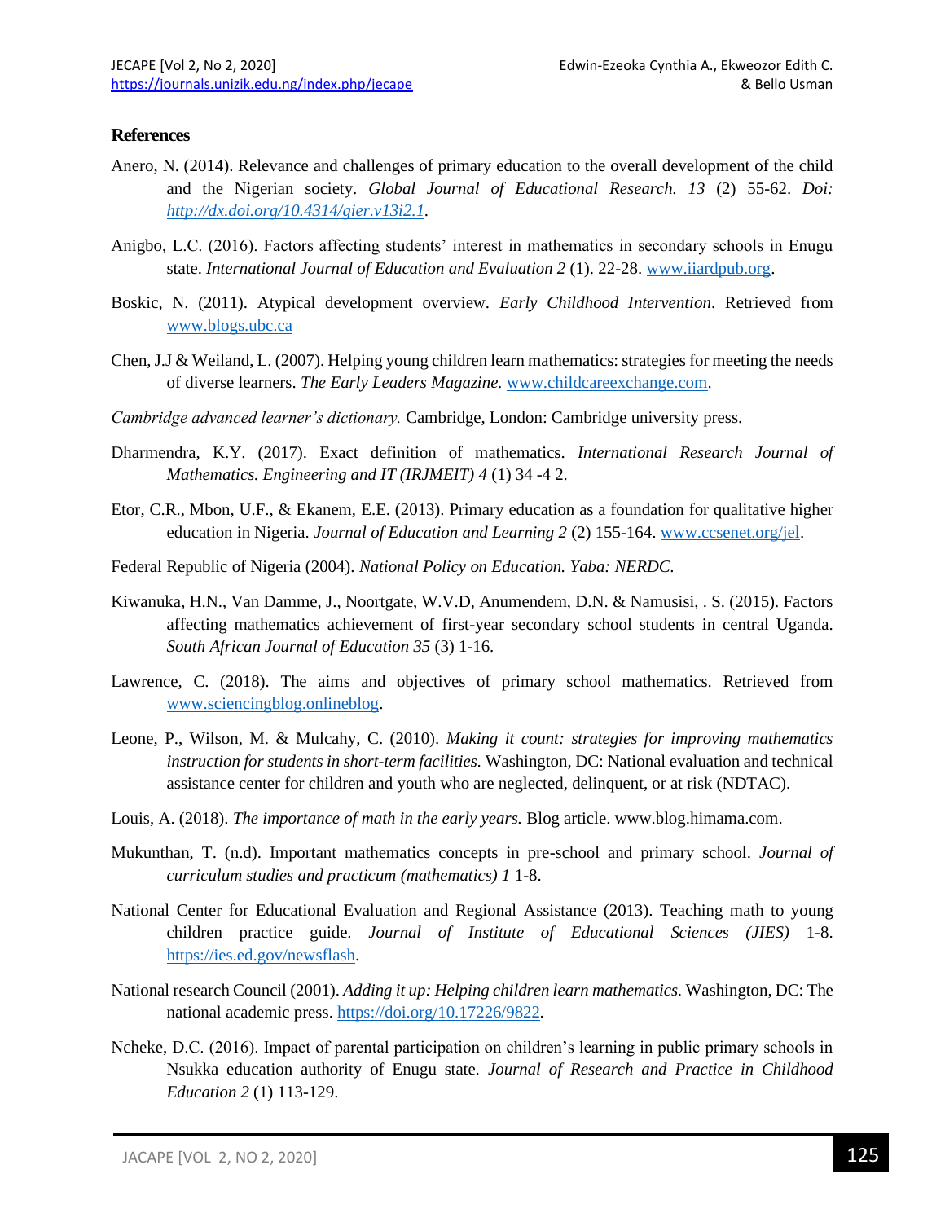## References

Anero, N. (2014). Relevance and challenges of primary education to the overall development of the child and the Nigerian society. *Global Journal of Educational Research. 13* (2) 55-62. *Doi: http://dx.doi.org/10.4314/gier.v13i2.1*.

Anigbo, L.C. (2016). Factors affecting students' interest in mathematics in secondary schools in Enugu state. *International Journal of Education and Evaluation 2* (1). 22-28. www.iiardpub.org.

Boskic, N. (2011). Atypical development overview. *Early Childhood Intervention*. Retrieved from www.blogs.ubc.ca

Chen, J.J & Weiland, L. (2007). Helping young children learn mathematics: strategies for meeting the needs of diverse learners. *The Early Leaders Magazine.* www.childcareexchange.com.

*Cambridge advanced learner's dictionary.* Cambridge, London: Cambridge university press.

Dharmendra, K.Y. (2017). Exact definition of mathematics. *International Research Journal of Mathematics. Engineering and IT (IRJMEIT) 4* (1) 34 -4 2.

Etor, C.R., Mbon, U.F., & Ekanem, E.E. (2013). Primary education as a foundation for qualitative higher education in Nigeria. *Journal of Education and Learning 2* (2) 155-164. www.ccsenet.org/jel.

Federal Republic of Nigeria (2004). *National Policy on Education. Yaba: NERDC.*

Kiwanuka, H.N., Van Damme, J., Noortgate, W.V.D, Anumendem, D.N. & Namusisi, . S. (2015). Factors affecting mathematics achievement of first-year secondary school students in central Uganda. *South African Journal of Education 35* (3) 1-16.

Lawrence, C. (2018). The aims and objectives of primary school mathematics. Retrieved from www.sciencingblog.onlineblog.

Leone, P., Wilson, M. & Mulcahy, C. (2010). *Making it count: strategies for improving mathematics instruction for students in short-term facilities.* Washington, DC: National evaluation and technical assistance center for children and youth who are neglected, delinquent, or at risk (NDTAC).

Louis, A. (2018). *The importance of math in the early years.* Blog article. www.blog.himama.com.

Mukunthan, T. (n.d). Important mathematics concepts in pre-school and primary school. *Journal of curriculum studies and practicum (mathematics) 1* 1-8.

National Center for Educational Evaluation and Regional Assistance (2013). Teaching math to young children practice guide. *Journal of Institute of Educational Sciences (JIES)* 1-8. https://ies.ed.gov/newsflash.

National research Council (2001). *Adding it up: Helping children learn mathematics.* Washington, DC: The national academic press. https://doi.org/10.17226/9822.

Ncheke, D.C. (2016). Impact of parental participation on children's learning in public primary schools in Nsukka education authority of Enugu state. *Journal of Research and Practice in Childhood Education 2* (1) 113-129.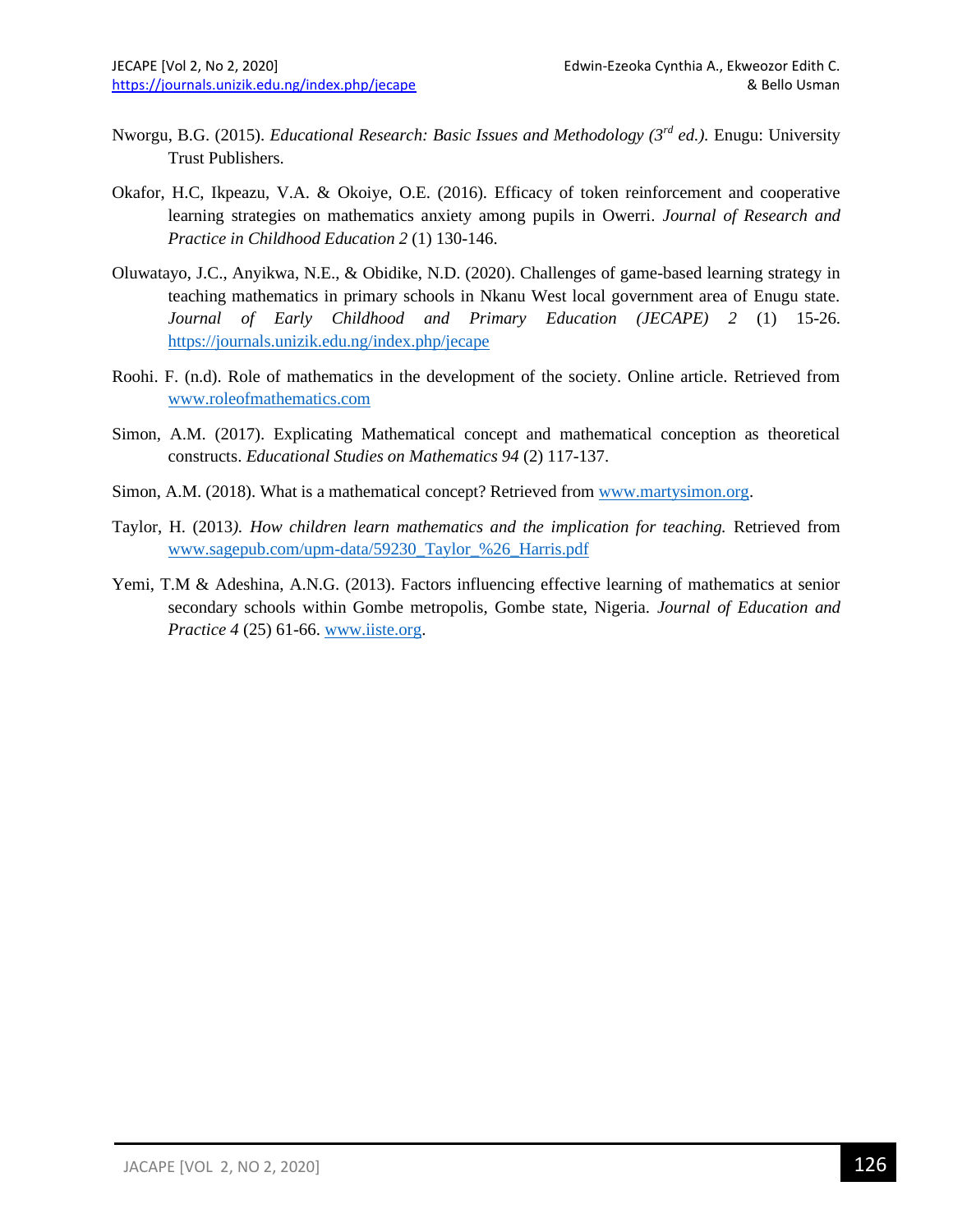Nworgu, B.G. (2015). *Educational Research: Basic Issues and Methodology (3rd ed.).* Enugu: University Trust Publishers.

Okafor, H.C, Ikpeazu, V.A. & Okoiye, O.E. (2016). Efficacy of token reinforcement and cooperative learning strategies on mathematics anxiety among pupils in Owerri. *Journal of Research and Practice in Childhood Education 2* (1) 130-146.

Oluwatayo, J.C., Anyikwa, N.E., & Obidike, N.D. (2020). Challenges of game-based learning strategy in teaching mathematics in primary schools in Nkanu West local government area of Enugu state. *Journal of Early Childhood and Primary Education (JECAPE) 2* (1) 15-26. https://journals.unizik.edu.ng/index.php/jecape

Roohi. F. (n.d). Role of mathematics in the development of the society. Online article. Retrieved from www.roleofmathematics.com

Simon, A.M. (2017). Explicating Mathematical concept and mathematical conception as theoretical constructs. *Educational Studies on Mathematics 94* (2) 117-137.

Simon, A.M. (2018). What is a mathematical concept? Retrieved from www.martysimon.org.

Taylor, H. (2013*). How children learn mathematics and the implication for teaching.* Retrieved from www.sagepub.com/upm-data/59230_Taylor_%26_Harris.pdf

Yemi, T.M & Adeshina, A.N.G. (2013). Factors influencing effective learning of mathematics at senior secondary schools within Gombe metropolis, Gombe state, Nigeria. *Journal of Education and Practice 4* (25) 61-66. www.iiste.org.